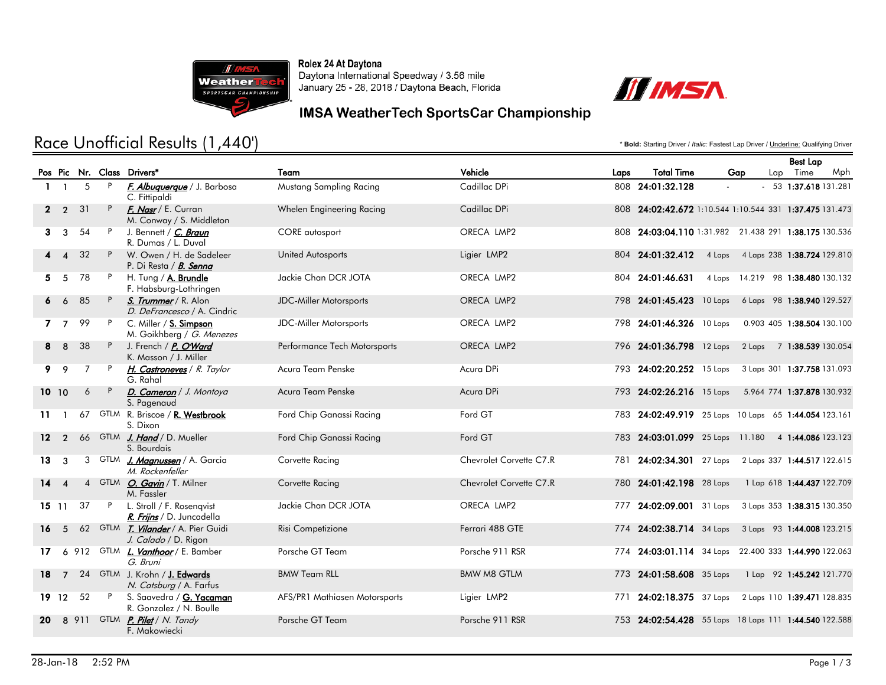Rolex 24 At Daytona
Daytona International Speedway / 3.56 mile
January 25 - 28, 2018 / Daytona Beach, Florida

## IMSA WeatherTech SportsCar Championship

# Race Unofficial Results (1,440')

\* **Bold:** Starting Driver / *Italic:* Fastest Lap Driver / Underline: Qualifying Driver

| Pos | Pic | Nr. | Class | Drivers* | Team | Vehicle | Laps | Total Time | Gap | | Best Lap Lap | Time | Mph |
|---|---|---|---|---|---|---|---|---|---|---|---|---|---|
| 1 | 1 | 5 | P | F. Albuquerque / J. Barbosa C. Fittipaldi | Mustang Sampling Racing | Cadillac DPi | 808 | 24:01:32.128 | - | - | 53 | 1:37.618 | 131.281 |
| 2 | 2 | 31 | P | F. Nasr / E. Curran M. Conway / S. Middleton | Whelen Engineering Racing | Cadillac DPi | 808 | 24:02:42.672 | 1:10.544 | 1:10.544 | 331 | 1:37.475 | 131.473 |
| 3 | 3 | 54 | P | J. Bennett / C. Braun R. Dumas / L. Duval | CORE autosport | ORECA LMP2 | 808 | 24:03:04.110 | 1:31.982 | 21.438 | 291 | 1:38.175 | 130.536 |
| 4 | 4 | 32 | P | W. Owen / H. de Sadeleer P. Di Resta / B. Senna | United Autosports | Ligier LMP2 | 804 | 24:01:32.412 | 4 Laps | 4 Laps | 238 | 1:38.724 | 129.810 |
| 5 | 5 | 78 | P | H. Tung / A. Brundle F. Habsburg-Lothringen | Jackie Chan DCR JOTA | ORECA LMP2 | 804 | 24:01:46.631 | 4 Laps | 14.219 | 98 | 1:38.480 | 130.132 |
| 6 | 6 | 85 | P | S. Trummer / R. Alon D. DeFrancesco / A. Cindric | JDC-Miller Motorsports | ORECA LMP2 | 798 | 24:01:45.423 | 10 Laps | 6 Laps | 98 | 1:38.940 | 129.527 |
| 7 | 7 | 99 | P | C. Miller / S. Simpson M. Goikhberg / G. Menezes | JDC-Miller Motorsports | ORECA LMP2 | 798 | 24:01:46.326 | 10 Laps | 0.903 | 405 | 1:38.504 | 130.100 |
| 8 | 8 | 38 | P | J. French / P. O'Ward K. Masson / J. Miller | Performance Tech Motorsports | ORECA LMP2 | 796 | 24:01:36.798 | 12 Laps | 2 Laps | 7 | 1:38.539 | 130.054 |
| 9 | 9 | 7 | P | H. Castroneves / R. Taylor G. Rahal | Acura Team Penske | Acura DPi | 793 | 24:02:20.252 | 15 Laps | 3 Laps | 301 | 1:37.758 | 131.093 |
| 10 | 10 | 6 | P | D. Cameron / J. Montoya S. Pagenaud | Acura Team Penske | Acura DPi | 793 | 24:02:26.216 | 15 Laps | 5.964 | 774 | 1:37.878 | 130.932 |
| 11 | 1 | 67 | GTLM | R. Briscoe / R. Westbrook S. Dixon | Ford Chip Ganassi Racing | Ford GT | 783 | 24:02:49.919 | 25 Laps | 10 Laps | 65 | 1:44.054 | 123.161 |
| 12 | 2 | 66 | GTLM | J. Hand / D. Mueller S. Bourdais | Ford Chip Ganassi Racing | Ford GT | 783 | 24:03:01.099 | 25 Laps | 11.180 | 4 | 1:44.086 | 123.123 |
| 13 | 3 | 3 | GTLM | J. Magnussen / A. Garcia M. Rockenfeller | Corvette Racing | Chevrolet Corvette C7.R | 781 | 24:02:34.301 | 27 Laps | 2 Laps | 337 | 1:44.517 | 122.615 |
| 14 | 4 | 4 | GTLM | O. Gavin / T. Milner M. Fassler | Corvette Racing | Chevrolet Corvette C7.R | 780 | 24:01:42.198 | 28 Laps | 1 Lap | 618 | 1:44.437 | 122.709 |
| 15 | 11 | 37 | P | L. Stroll / F. Rosenqvist R. Frijns / D. Juncadella | Jackie Chan DCR JOTA | ORECA LMP2 | 777 | 24:02:09.001 | 31 Laps | 3 Laps | 353 | 1:38.315 | 130.350 |
| 16 | 5 | 62 | GTLM | T. Vilander / A. Pier Guidi J. Calado / D. Rigon | Risi Competizione | Ferrari 488 GTE | 774 | 24:02:38.714 | 34 Laps | 3 Laps | 93 | 1:44.008 | 123.215 |
| 17 | 6 | 912 | GTLM | L. Vanthoor / E. Bamber G. Bruni | Porsche GT Team | Porsche 911 RSR | 774 | 24:03:01.114 | 34 Laps | 22.400 | 333 | 1:44.990 | 122.063 |
| 18 | 7 | 24 | GTLM | J. Krohn / J. Edwards N. Catsburg / A. Farfus | BMW Team RLL | BMW M8 GTLM | 773 | 24:01:58.608 | 35 Laps | 1 Lap | 92 | 1:45.242 | 121.770 |
| 19 | 12 | 52 | P | S. Saavedra / G. Yacaman R. Gonzalez / N. Boulle | AFS/PR1 Mathiasen Motorsports | Ligier LMP2 | 771 | 24:02:18.375 | 37 Laps | 2 Laps | 110 | 1:39.471 | 128.835 |
| 20 | 8 | 911 | GTLM | P. Pilet / N. Tandy F. Makowiecki | Porsche GT Team | Porsche 911 RSR | 753 | 24:02:54.428 | 55 Laps | 18 Laps | 111 | 1:44.540 | 122.588 |

28-Jan-18 2:52 PM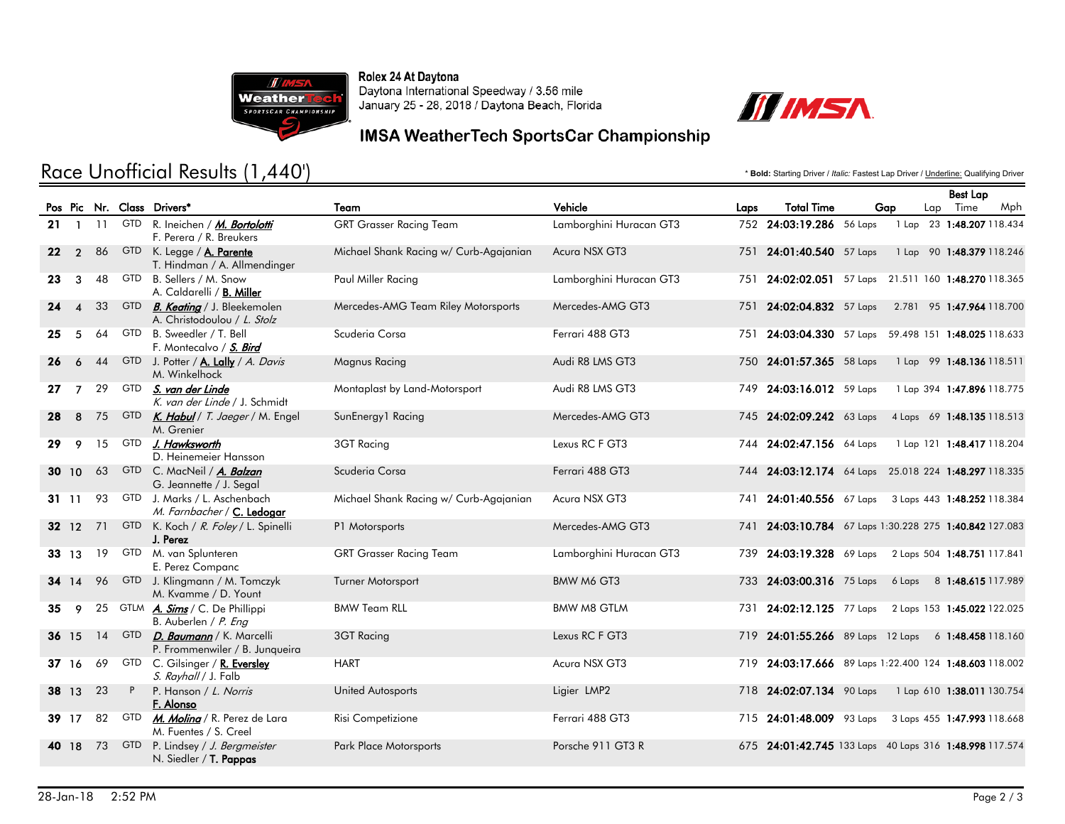Rolex 24 At Daytona
Daytona International Speedway / 3.56 mile
January 25 - 28, 2018 / Daytona Beach, Florida

IMSA WeatherTech SportsCar Championship

# Race Unofficial Results (1,440')

\* **Bold:** Starting Driver / *Italic:* Fastest Lap Driver / Underline: Qualifying Driver

| Pos | Pic | Nr. | Class | Drivers* | Team | Vehicle | Laps | Total Time | Gap | | Best Lap Lap | Time | Mph |
|---|---|---|---|---|---|---|---|---|---|---|---|---|---|
| 21 | 1 | 11 | GTD | R. Ineichen / ***M. Bortolotti*** F. Perera / R. Breukers | GRT Grasser Racing Team | Lamborghini Huracan GT3 | 752 | 24:03:19.286 | 56 Laps | 1 Lap | 23 | 1:48.207 | 118.434 |
| 22 | 2 | 86 | GTD | K. Legge / **A. Parente** T. Hindman / A. Allmendinger | Michael Shank Racing w/ Curb-Agajanian | Acura NSX GT3 | 751 | 24:01:40.540 | 57 Laps | 1 Lap | 90 | 1:48.379 | 118.246 |
| 23 | 3 | 48 | GTD | B. Sellers / M. Snow A. Caldarelli / **B. Miller** | Paul Miller Racing | Lamborghini Huracan GT3 | 751 | 24:02:02.051 | 57 Laps | 21.511 | 160 | 1:48.270 | 118.365 |
| 24 | 4 | 33 | GTD | ***B. Keating*** / J. Bleekemolen A. Christodoulou / *L. Stolz* | Mercedes-AMG Team Riley Motorsports | Mercedes-AMG GT3 | 751 | 24:02:04.832 | 57 Laps | 2.781 | 95 | 1:47.964 | 118.700 |
| 25 | 5 | 64 | GTD | B. Sweedler / T. Bell F. Montecalvo / ***S. Bird*** | Scuderia Corsa | Ferrari 488 GT3 | 751 | 24:03:04.330 | 57 Laps | 59.498 | 151 | 1:48.025 | 118.633 |
| 26 | 6 | 44 | GTD | J. Potter / **A. Lally** / *A. Davis* M. Winkelhock | Magnus Racing | Audi R8 LMS GT3 | 750 | 24:01:57.365 | 58 Laps | 1 Lap | 99 | 1:48.136 | 118.511 |
| 27 | 7 | 29 | GTD | ***S. van der Linde*** *K. van der Linde* / J. Schmidt | Montaplast by Land-Motorsport | Audi R8 LMS GT3 | 749 | 24:03:16.012 | 59 Laps | 1 Lap | 394 | 1:47.896 | 118.775 |
| 28 | 8 | 75 | GTD | ***K. Habul*** / *T. Jaeger* / M. Engel M. Grenier | SunEnergy1 Racing | Mercedes-AMG GT3 | 745 | 24:02:09.242 | 63 Laps | 4 Laps | 69 | 1:48.135 | 118.513 |
| 29 | 9 | 15 | GTD | ***J. Hawksworth*** D. Heinemeier Hansson | 3GT Racing | Lexus RC F GT3 | 744 | 24:02:47.156 | 64 Laps | 1 Lap | 121 | 1:48.417 | 118.204 |
| 30 | 10 | 63 | GTD | C. MacNeil / ***A. Balzan*** G. Jeannette / J. Segal | Scuderia Corsa | Ferrari 488 GT3 | 744 | 24:03:12.174 | 64 Laps | 25.018 | 224 | 1:48.297 | 118.335 |
| 31 | 11 | 93 | GTD | J. Marks / L. Aschenbach *M. Farnbacher* / **C. Ledogar** | Michael Shank Racing w/ Curb-Agajanian | Acura NSX GT3 | 741 | 24:01:40.556 | 67 Laps | 3 Laps | 443 | 1:48.252 | 118.384 |
| 32 | 12 | 71 | GTD | K. Koch / *R. Foley* / L. Spinelli **J. Perez** | P1 Motorsports | Mercedes-AMG GT3 | 741 | 24:03:10.784 | 67 Laps | 1:30.228 | 275 | 1:40.842 | 127.083 |
| 33 | 13 | 19 | GTD | M. van Splunteren E. Perez Companc | GRT Grasser Racing Team | Lamborghini Huracan GT3 | 739 | 24:03:19.328 | 69 Laps | 2 Laps | 504 | 1:48.751 | 117.841 |
| 34 | 14 | 96 | GTD | J. Klingmann / M. Tomczyk M. Kvamme / D. Yount | Turner Motorsport | BMW M6 GT3 | 733 | 24:03:00.316 | 75 Laps | 6 Laps | 8 | 1:48.615 | 117.989 |
| 35 | 9 | 25 | GTLM | ***A. Sims*** / C. De Phillippi B. Auberlen / *P. Eng* | BMW Team RLL | BMW M8 GTLM | 731 | 24:02:12.125 | 77 Laps | 2 Laps | 153 | 1:45.022 | 122.025 |
| 36 | 15 | 14 | GTD | ***D. Baumann*** / K. Marcelli P. Frommenwiler / B. Junqueira | 3GT Racing | Lexus RC F GT3 | 719 | 24:01:55.266 | 89 Laps | 12 Laps | 6 | 1:48.458 | 118.160 |
| 37 | 16 | 69 | GTD | C. Gilsinger / **R. Eversley** *S. Rayhall* / J. Falb | HART | Acura NSX GT3 | 719 | 24:03:17.666 | 89 Laps | 1:22.400 | 124 | 1:48.603 | 118.002 |
| 38 | 13 | 23 | P | P. Hanson / *L. Norris* **F. Alonso** | United Autosports | Ligier LMP2 | 718 | 24:02:07.134 | 90 Laps | 1 Lap | 610 | 1:38.011 | 130.754 |
| 39 | 17 | 82 | GTD | ***M. Molina*** / R. Perez de Lara M. Fuentes / S. Creel | Risi Competizione | Ferrari 488 GT3 | 715 | 24:01:48.009 | 93 Laps | 3 Laps | 455 | 1:47.993 | 118.668 |
| 40 | 18 | 73 | GTD | P. Lindsey / *J. Bergmeister* N. Siedler / **T. Pappas** | Park Place Motorsports | Porsche 911 GT3 R | 675 | 24:01:42.745 | 133 Laps | 40 Laps | 316 | 1:48.998 | 117.574 |

28-Jan-18 2:52 PM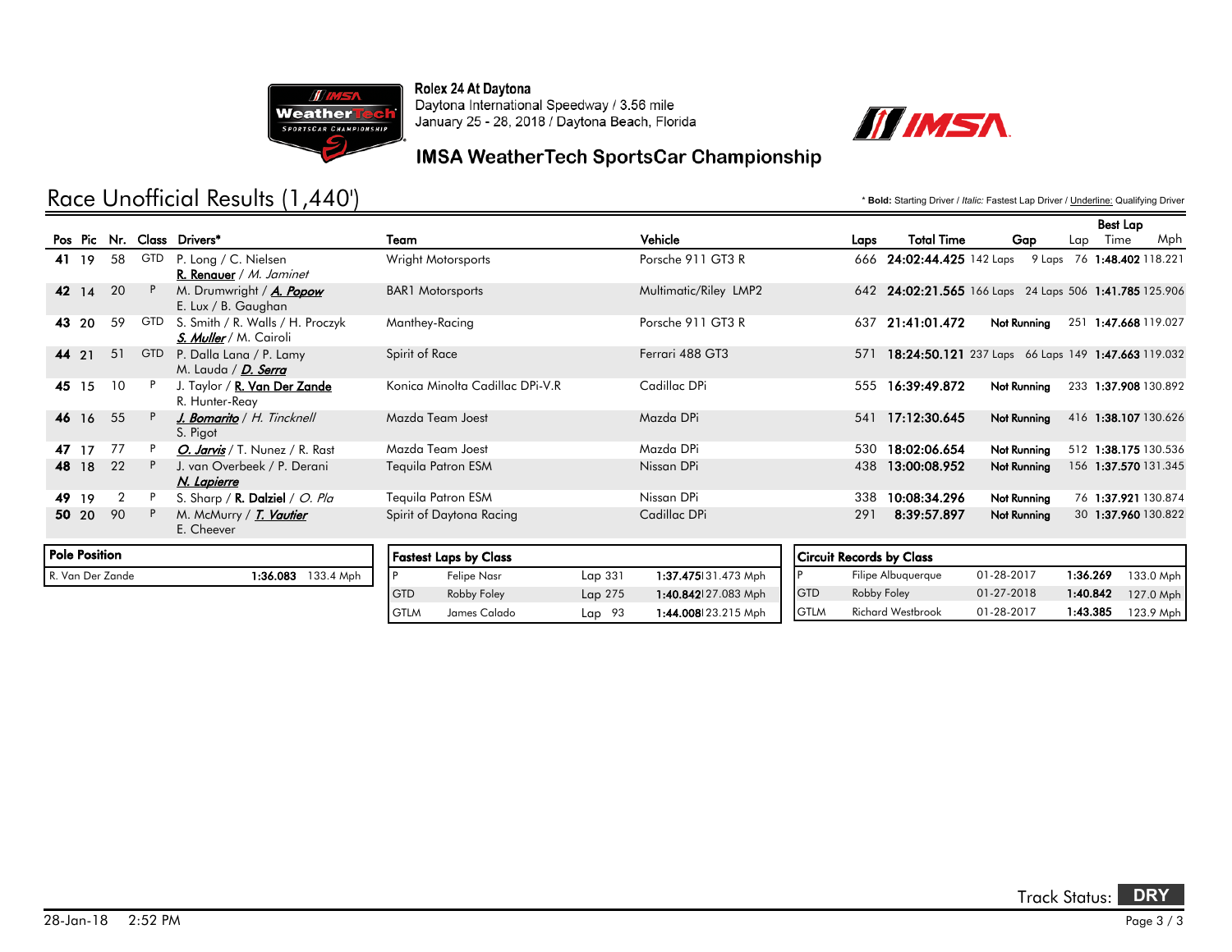Rolex 24 At Daytona
Daytona International Speedway / 3.56 mile
January 25 - 28, 2018 / Daytona Beach, Florida

IMSA WeatherTech SportsCar Championship

# Race Unofficial Results (1,440')

\* **Bold:** Starting Driver / *Italic:* Fastest Lap Driver / Underline: Qualifying Driver

| Pos | Pic | Nr. | Class | Drivers* | Team | Vehicle | Laps | Total Time | Gap | | Best Lap Lap | Time | Mph |
|---|---|---|---|---|---|---|---|---|---|---|---|---|---|
| **41** | 19 | 58 | GTD | P. Long / C. Nielsen / **R. Renauer** / *M. Jaminet* | Wright Motorsports | Porsche 911 GT3 R | 666 | **24:02:44.425** | 142 Laps | 9 Laps | 76 | **1:48.402** | 118.221 |
| **42** | 14 | 20 | P | M. Drumwright / ***A. Popow*** / E. Lux / B. Gaughan | BAR1 Motorsports | Multimatic/Riley LMP2 | 642 | **24:02:21.565** | 166 Laps | 24 Laps | 506 | **1:41.785** | 125.906 |
| **43** | 20 | 59 | GTD | S. Smith / R. Walls / H. Proczyk / ***S. Muller*** / M. Cairoli | Manthey-Racing | Porsche 911 GT3 R | 637 | **21:41:01.472** | Not Running | | 251 | **1:47.668** | 119.027 |
| **44** | 21 | 51 | GTD | P. Dalla Lana / P. Lamy / M. Lauda / ***D. Serra*** | Spirit of Race | Ferrari 488 GT3 | 571 | **18:24:50.121** | 237 Laps | 66 Laps | 149 | **1:47.663** | 119.032 |
| **45** | 15 | 10 | P | J. Taylor / **R. Van Der Zande** / R. Hunter-Reay | Konica Minolta Cadillac DPi-V.R | Cadillac DPi | 555 | **16:39:49.872** | Not Running | | 233 | **1:37.908** | 130.892 |
| **46** | 16 | 55 | P | ***J. Bomarito*** / *H. Tincknell* / S. Pigot | Mazda Team Joest | Mazda DPi | 541 | **17:12:30.645** | Not Running | | 416 | **1:38.107** | 130.626 |
| **47** | 17 | 77 | P | ***O. Jarvis*** / T. Nunez / R. Rast | Mazda Team Joest | Mazda DPi | 530 | **18:02:06.654** | Not Running | | 512 | **1:38.175** | 130.536 |
| **48** | 18 | 22 | P | J. van Overbeek / P. Derani / ***N. Lapierre*** | Tequila Patron ESM | Nissan DPi | 438 | **13:00:08.952** | Not Running | | 156 | **1:37.570** | 131.345 |
| **49** | 19 | 2 | P | S. Sharp / **R. Dalziel** / *O. Pla* | Tequila Patron ESM | Nissan DPi | 338 | **10:08:34.296** | Not Running | | 76 | **1:37.921** | 130.874 |
| **50** | 20 | 90 | P | M. McMurry / ***T. Vautier*** / E. Cheever | Spirit of Daytona Racing | Cadillac DPi | 291 | **8:39:57.897** | Not Running | | 30 | **1:37.960** | 130.822 |

**Pole Position**

| | | |
|---|---|---|
| R. Van Der Zande | **1:36.083** | 133.4 Mph |

**Fastest Laps by Class**

| | | | | |
|---|---|---|---|---|
| P | Felipe Nasr | Lap 331 | **1:37.475** | 131.473 Mph |
| GTD | Robby Foley | Lap 275 | **1:40.842** | 127.083 Mph |
| GTLM | James Calado | Lap 93 | **1:44.008** | 123.215 Mph |

**Circuit Records by Class**

| | | | | |
|---|---|---|---|---|
| P | Filipe Albuquerque | 01-28-2017 | **1:36.269** | 133.0 Mph |
| GTD | Robby Foley | 01-27-2018 | **1:40.842** | 127.0 Mph |
| GTLM | Richard Westbrook | 01-28-2017 | **1:43.385** | 123.9 Mph |

Track Status: **DRY**

28-Jan-18 2:52 PM